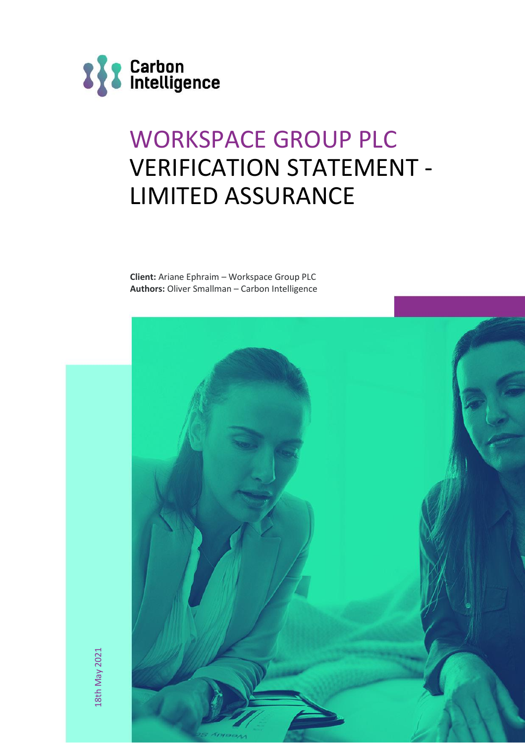Carbon Intelligence

# WORKSPACE GROUP PLC VERIFICATION STATEMENT - LIMITED ASSURANCE

**Client:** Ariane Ephraim – Workspace Group PLC
**Authors:** Oliver Smallman – Carbon Intelligence

18th May 2021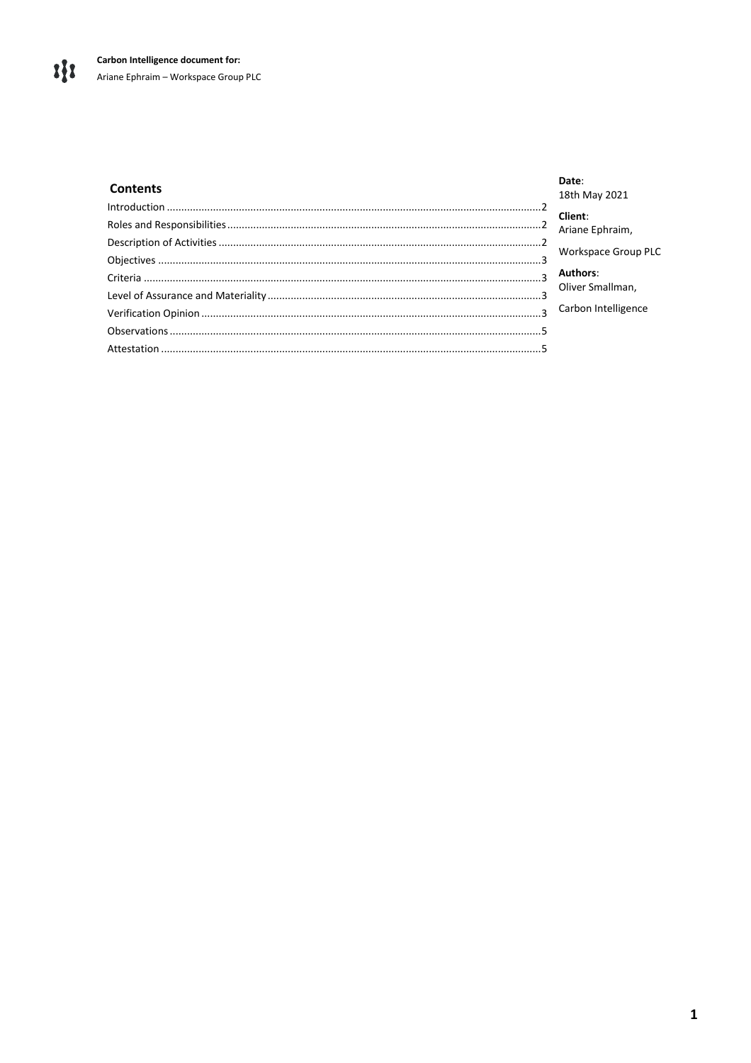**Carbon Intelligence document for:**
Ariane Ephraim – Workspace Group PLC

## Contents

| Section | Page |
| --- | --- |
| Introduction | 2 |
| Roles and Responsibilities | 2 |
| Description of Activities | 2 |
| Objectives | 3 |
| Criteria | 3 |
| Level of Assurance and Materiality | 3 |
| Verification Opinion | 3 |
| Observations | 5 |
| Attestation | 5 |

**Date**:
18th May 2021

**Client**:
Ariane Ephraim,

Workspace Group PLC

**Authors**:
Oliver Smallman,

Carbon Intelligence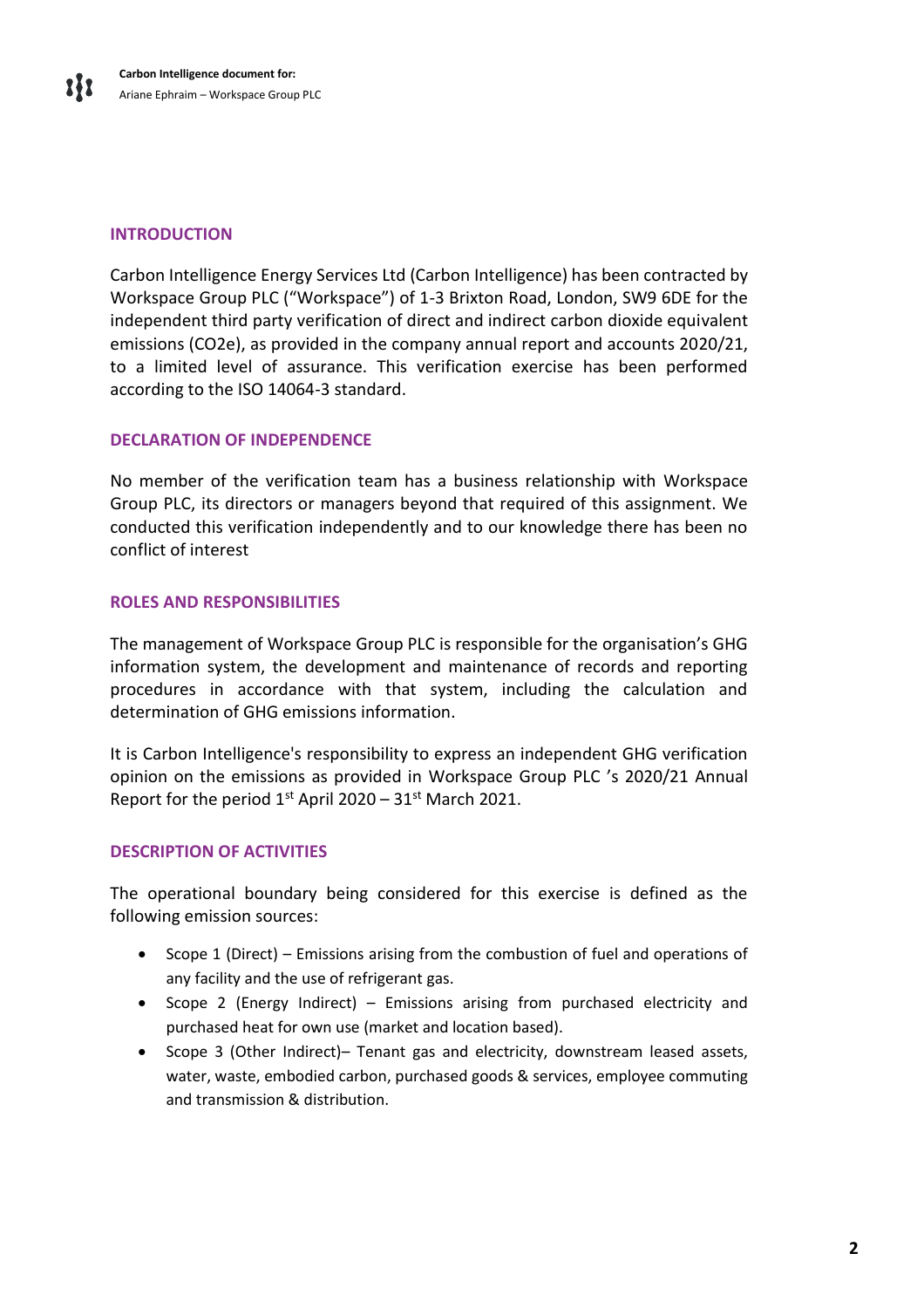## INTRODUCTION

Carbon Intelligence Energy Services Ltd (Carbon Intelligence) has been contracted by Workspace Group PLC ("Workspace") of 1-3 Brixton Road, London, SW9 6DE for the independent third party verification of direct and indirect carbon dioxide equivalent emissions (CO2e), as provided in the company annual report and accounts 2020/21, to a limited level of assurance. This verification exercise has been performed according to the ISO 14064-3 standard.

## DECLARATION OF INDEPENDENCE

No member of the verification team has a business relationship with Workspace Group PLC, its directors or managers beyond that required of this assignment. We conducted this verification independently and to our knowledge there has been no conflict of interest

## ROLES AND RESPONSIBILITIES

The management of Workspace Group PLC is responsible for the organisation's GHG information system, the development and maintenance of records and reporting procedures in accordance with that system, including the calculation and determination of GHG emissions information.

It is Carbon Intelligence's responsibility to express an independent GHG verification opinion on the emissions as provided in Workspace Group PLC 's 2020/21 Annual Report for the period 1st April 2020 – 31st March 2021.

## DESCRIPTION OF ACTIVITIES

The operational boundary being considered for this exercise is defined as the following emission sources:

- Scope 1 (Direct) – Emissions arising from the combustion of fuel and operations of any facility and the use of refrigerant gas.
- Scope 2 (Energy Indirect) – Emissions arising from purchased electricity and purchased heat for own use (market and location based).
- Scope 3 (Other Indirect)– Tenant gas and electricity, downstream leased assets, water, waste, embodied carbon, purchased goods & services, employee commuting and transmission & distribution.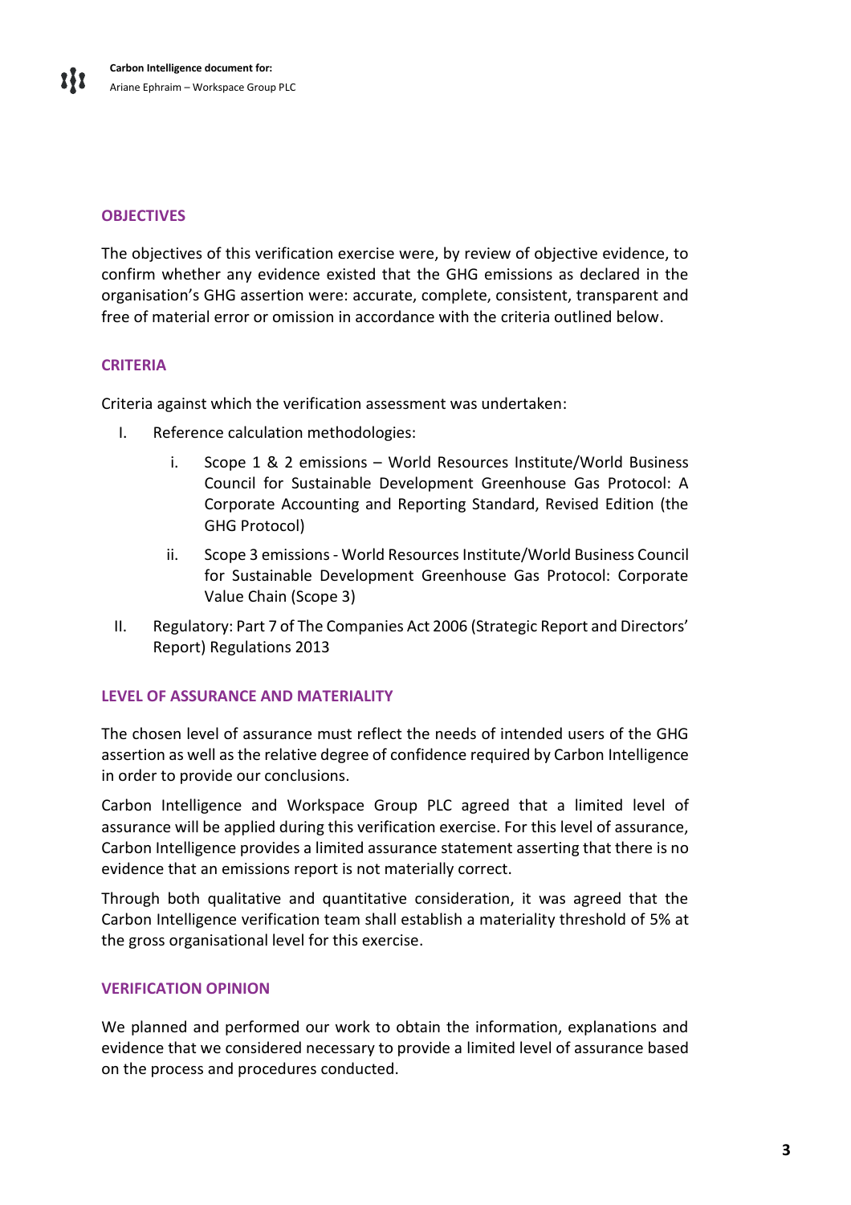## OBJECTIVES

The objectives of this verification exercise were, by review of objective evidence, to confirm whether any evidence existed that the GHG emissions as declared in the organisation's GHG assertion were: accurate, complete, consistent, transparent and free of material error or omission in accordance with the criteria outlined below.

## CRITERIA

Criteria against which the verification assessment was undertaken:

I. Reference calculation methodologies:
   i. Scope 1 & 2 emissions – World Resources Institute/World Business Council for Sustainable Development Greenhouse Gas Protocol: A Corporate Accounting and Reporting Standard, Revised Edition (the GHG Protocol)
   ii. Scope 3 emissions - World Resources Institute/World Business Council for Sustainable Development Greenhouse Gas Protocol: Corporate Value Chain (Scope 3)

II. Regulatory: Part 7 of The Companies Act 2006 (Strategic Report and Directors' Report) Regulations 2013

## LEVEL OF ASSURANCE AND MATERIALITY

The chosen level of assurance must reflect the needs of intended users of the GHG assertion as well as the relative degree of confidence required by Carbon Intelligence in order to provide our conclusions.

Carbon Intelligence and Workspace Group PLC agreed that a limited level of assurance will be applied during this verification exercise. For this level of assurance, Carbon Intelligence provides a limited assurance statement asserting that there is no evidence that an emissions report is not materially correct.

Through both qualitative and quantitative consideration, it was agreed that the Carbon Intelligence verification team shall establish a materiality threshold of 5% at the gross organisational level for this exercise.

## VERIFICATION OPINION

We planned and performed our work to obtain the information, explanations and evidence that we considered necessary to provide a limited level of assurance based on the process and procedures conducted.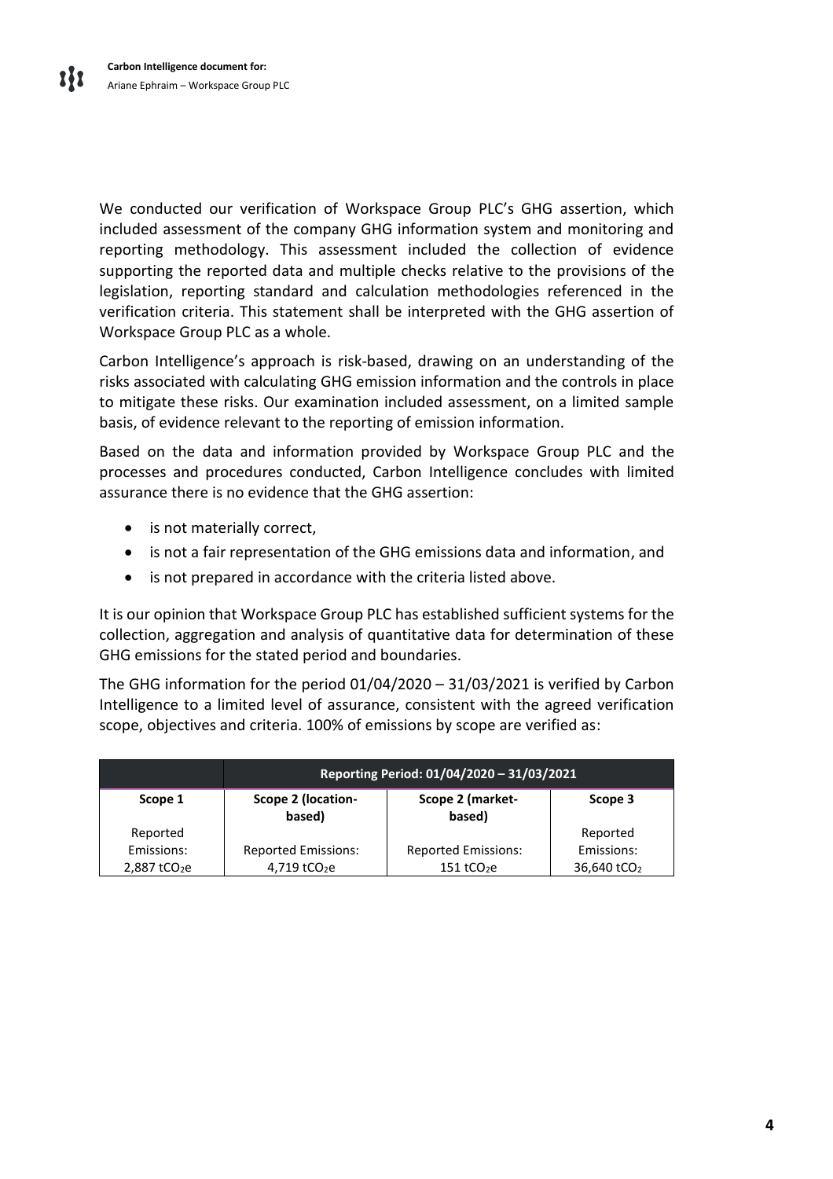We conducted our verification of Workspace Group PLC's GHG assertion, which included assessment of the company GHG information system and monitoring and reporting methodology. This assessment included the collection of evidence supporting the reported data and multiple checks relative to the provisions of the legislation, reporting standard and calculation methodologies referenced in the verification criteria. This statement shall be interpreted with the GHG assertion of Workspace Group PLC as a whole.

Carbon Intelligence's approach is risk-based, drawing on an understanding of the risks associated with calculating GHG emission information and the controls in place to mitigate these risks. Our examination included assessment, on a limited sample basis, of evidence relevant to the reporting of emission information.

Based on the data and information provided by Workspace Group PLC and the processes and procedures conducted, Carbon Intelligence concludes with limited assurance there is no evidence that the GHG assertion:

- is not materially correct,
- is not a fair representation of the GHG emissions data and information, and
- is not prepared in accordance with the criteria listed above.

It is our opinion that Workspace Group PLC has established sufficient systems for the collection, aggregation and analysis of quantitative data for determination of these GHG emissions for the stated period and boundaries.

The GHG information for the period 01/04/2020 – 31/03/2021 is verified by Carbon Intelligence to a limited level of assurance, consistent with the agreed verification scope, objectives and criteria. 100% of emissions by scope are verified as:

| | Reporting Period: 01/04/2020 – 31/03/2021 | | |
|---|---|---|---|
| **Scope 1** | **Scope 2 (location-based)** | **Scope 2 (market-based)** | **Scope 3** |
| Reported Emissions: 2,887 $tCO_2e$ | Reported Emissions: 4,719 $tCO_2e$ | Reported Emissions: 151 $tCO_2e$ | Reported Emissions: 36,640 $tCO_2$ |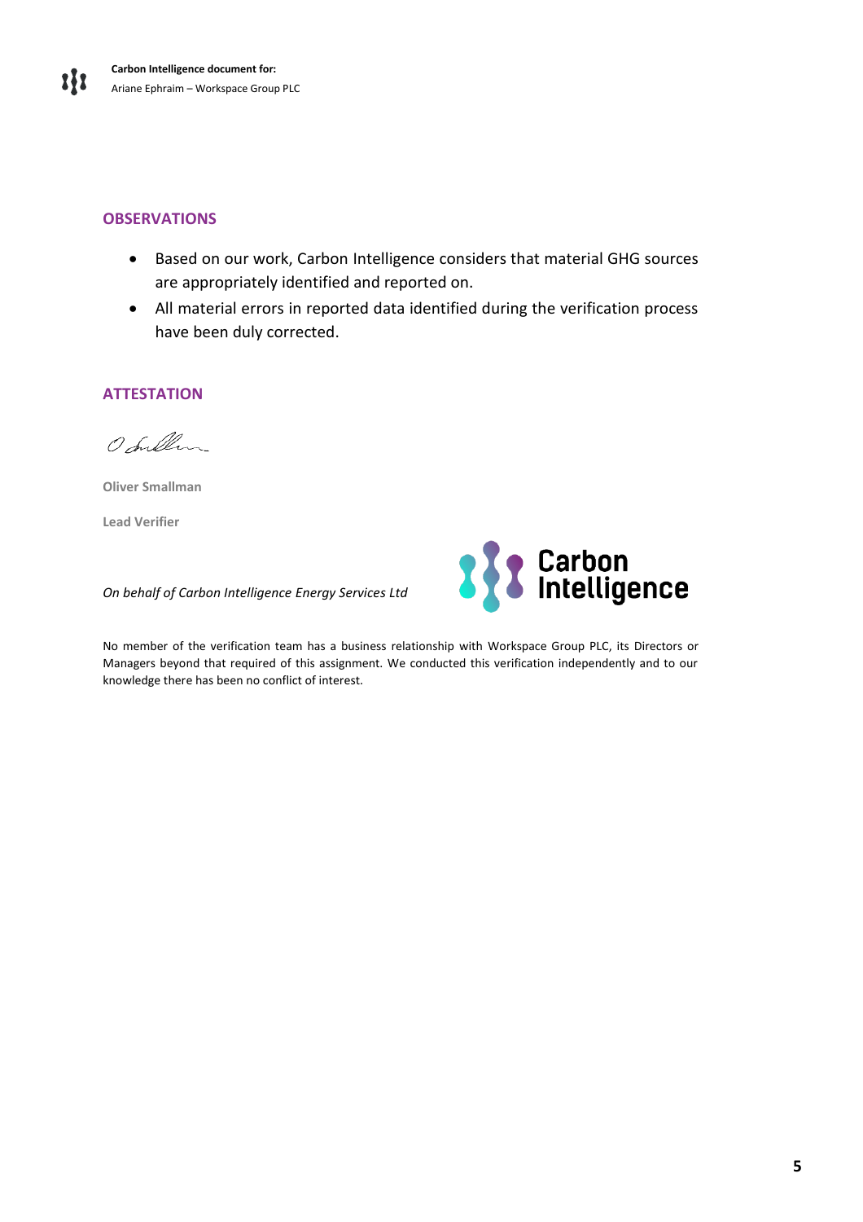## OBSERVATIONS

- Based on our work, Carbon Intelligence considers that material GHG sources are appropriately identified and reported on.
- All material errors in reported data identified during the verification process have been duly corrected.

## ATTESTATION

**Oliver Smallman**

**Lead Verifier**

*On behalf of Carbon Intelligence Energy Services Ltd*

No member of the verification team has a business relationship with Workspace Group PLC, its Directors or Managers beyond that required of this assignment. We conducted this verification independently and to our knowledge there has been no conflict of interest.